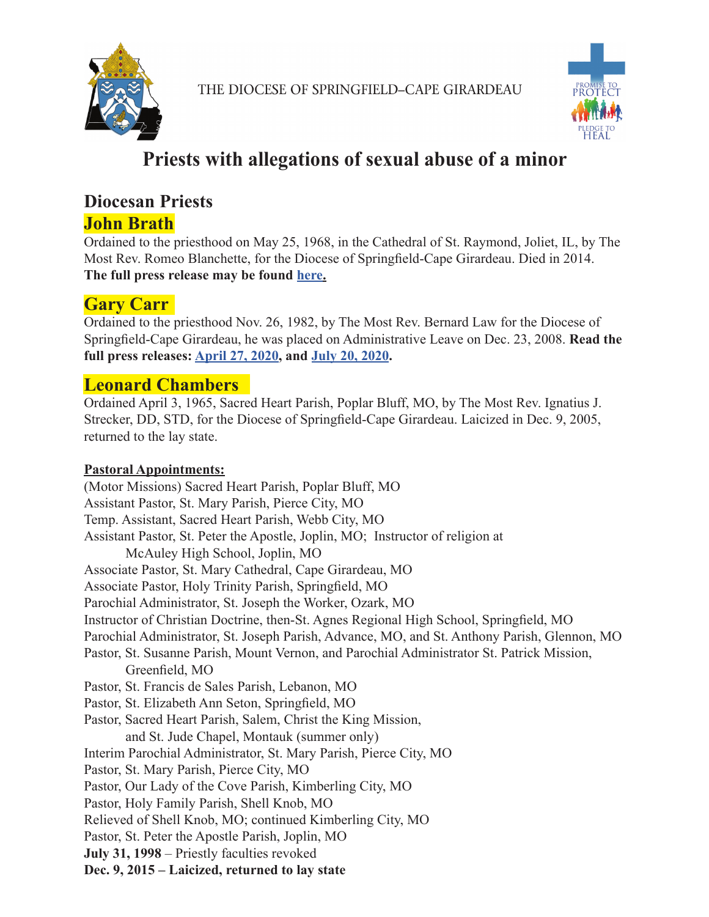THE DIOCESE OF SPRINGFIELD–CAPE GIRARDEAU

PROMISE TO PROTECT
PLEDGE TO HEAL

# Priests with allegations of sexual abuse of a minor

## Diocesan Priests

### John Brath

Ordained to the priesthood on May 25, 1968, in the Cathedral of St. Raymond, Joliet, IL, by The Most Rev. Romeo Blanchette, for the Diocese of Springfield-Cape Girardeau. Died in 2014. **The full press release may be found here.**

### Gary Carr

Ordained to the priesthood Nov. 26, 1982, by The Most Rev. Bernard Law for the Diocese of Springfield-Cape Girardeau, he was placed on Administrative Leave on Dec. 23, 2008. **Read the full press releases: April 27, 2020, and July 20, 2020.**

### Leonard Chambers

Ordained April 3, 1965, Sacred Heart Parish, Poplar Bluff, MO, by The Most Rev. Ignatius J. Strecker, DD, STD, for the Diocese of Springfield-Cape Girardeau. Laicized in Dec. 9, 2005, returned to the lay state.

**Pastoral Appointments:**

(Motor Missions) Sacred Heart Parish, Poplar Bluff, MO
Assistant Pastor, St. Mary Parish, Pierce City, MO
Temp. Assistant, Sacred Heart Parish, Webb City, MO
Assistant Pastor, St. Peter the Apostle, Joplin, MO; Instructor of religion at McAuley High School, Joplin, MO
Associate Pastor, St. Mary Cathedral, Cape Girardeau, MO
Associate Pastor, Holy Trinity Parish, Springfield, MO
Parochial Administrator, St. Joseph the Worker, Ozark, MO
Instructor of Christian Doctrine, then-St. Agnes Regional High School, Springfield, MO
Parochial Administrator, St. Joseph Parish, Advance, MO, and St. Anthony Parish, Glennon, MO
Pastor, St. Susanne Parish, Mount Vernon, and Parochial Administrator St. Patrick Mission, Greenfield, MO
Pastor, St. Francis de Sales Parish, Lebanon, MO
Pastor, St. Elizabeth Ann Seton, Springfield, MO
Pastor, Sacred Heart Parish, Salem, Christ the King Mission, and St. Jude Chapel, Montauk (summer only)
Interim Parochial Administrator, St. Mary Parish, Pierce City, MO
Pastor, St. Mary Parish, Pierce City, MO
Pastor, Our Lady of the Cove Parish, Kimberling City, MO
Pastor, Holy Family Parish, Shell Knob, MO
Relieved of Shell Knob, MO; continued Kimberling City, MO
Pastor, St. Peter the Apostle Parish, Joplin, MO
**July 31, 1998** – Priestly faculties revoked
**Dec. 9, 2015 – Laicized, returned to lay state**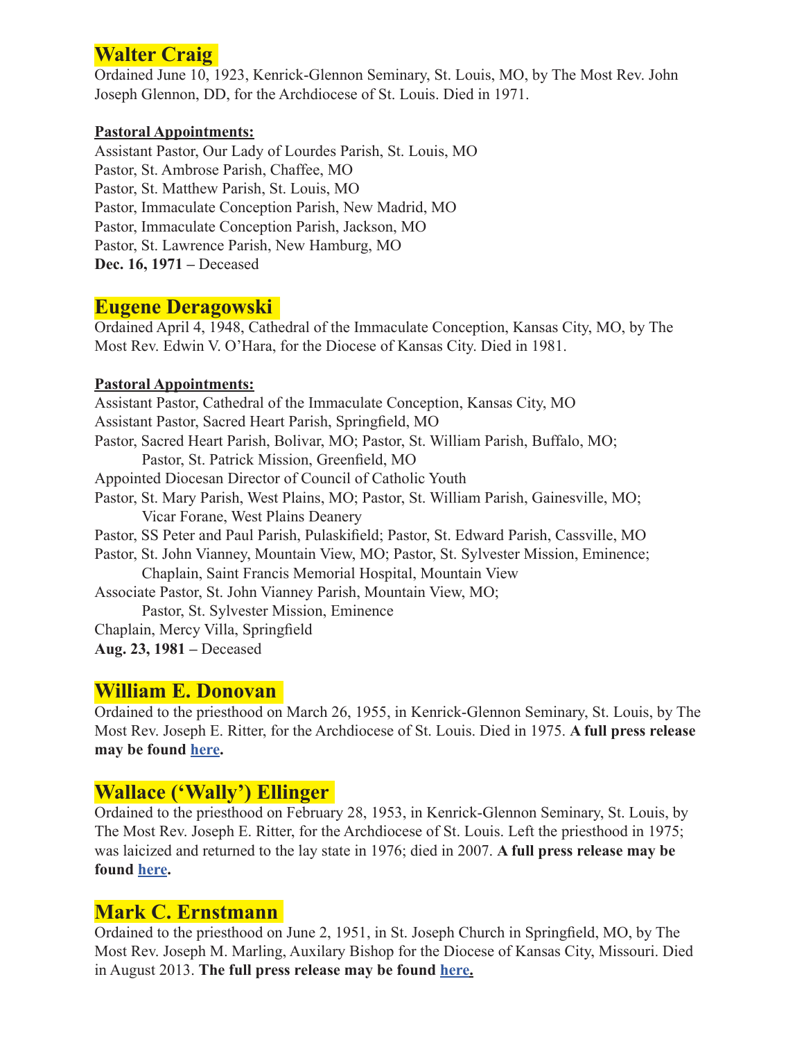## Walter Craig

Ordained June 10, 1923, Kenrick-Glennon Seminary, St. Louis, MO, by The Most Rev. John Joseph Glennon, DD, for the Archdiocese of St. Louis. Died in 1971.

**Pastoral Appointments:**

Assistant Pastor, Our Lady of Lourdes Parish, St. Louis, MO
Pastor, St. Ambrose Parish, Chaffee, MO
Pastor, St. Matthew Parish, St. Louis, MO
Pastor, Immaculate Conception Parish, New Madrid, MO
Pastor, Immaculate Conception Parish, Jackson, MO
Pastor, St. Lawrence Parish, New Hamburg, MO
**Dec. 16, 1971 –** Deceased

## Eugene Deragowski

Ordained April 4, 1948, Cathedral of the Immaculate Conception, Kansas City, MO, by The Most Rev. Edwin V. O'Hara, for the Diocese of Kansas City. Died in 1981.

**Pastoral Appointments:**

Assistant Pastor, Cathedral of the Immaculate Conception, Kansas City, MO
Assistant Pastor, Sacred Heart Parish, Springfield, MO
Pastor, Sacred Heart Parish, Bolivar, MO; Pastor, St. William Parish, Buffalo, MO;
    Pastor, St. Patrick Mission, Greenfield, MO
Appointed Diocesan Director of Council of Catholic Youth
Pastor, St. Mary Parish, West Plains, MO; Pastor, St. William Parish, Gainesville, MO;
    Vicar Forane, West Plains Deanery
Pastor, SS Peter and Paul Parish, Pulaskifield; Pastor, St. Edward Parish, Cassville, MO
Pastor, St. John Vianney, Mountain View, MO; Pastor, St. Sylvester Mission, Eminence;
    Chaplain, Saint Francis Memorial Hospital, Mountain View
Associate Pastor, St. John Vianney Parish, Mountain View, MO;
    Pastor, St. Sylvester Mission, Eminence
Chaplain, Mercy Villa, Springfield
**Aug. 23, 1981 –** Deceased

## William E. Donovan

Ordained to the priesthood on March 26, 1955, in Kenrick-Glennon Seminary, St. Louis, by The Most Rev. Joseph E. Ritter, for the Archdiocese of St. Louis. Died in 1975. **A full press release may be found here.**

## Wallace ('Wally') Ellinger

Ordained to the priesthood on February 28, 1953, in Kenrick-Glennon Seminary, St. Louis, by The Most Rev. Joseph E. Ritter, for the Archdiocese of St. Louis. Left the priesthood in 1975; was laicized and returned to the lay state in 1976; died in 2007. **A full press release may be found here.**

## Mark C. Ernstmann

Ordained to the priesthood on June 2, 1951, in St. Joseph Church in Springfield, MO, by The Most Rev. Joseph M. Marling, Auxilary Bishop for the Diocese of Kansas City, Missouri. Died in August 2013. **The full press release may be found here.**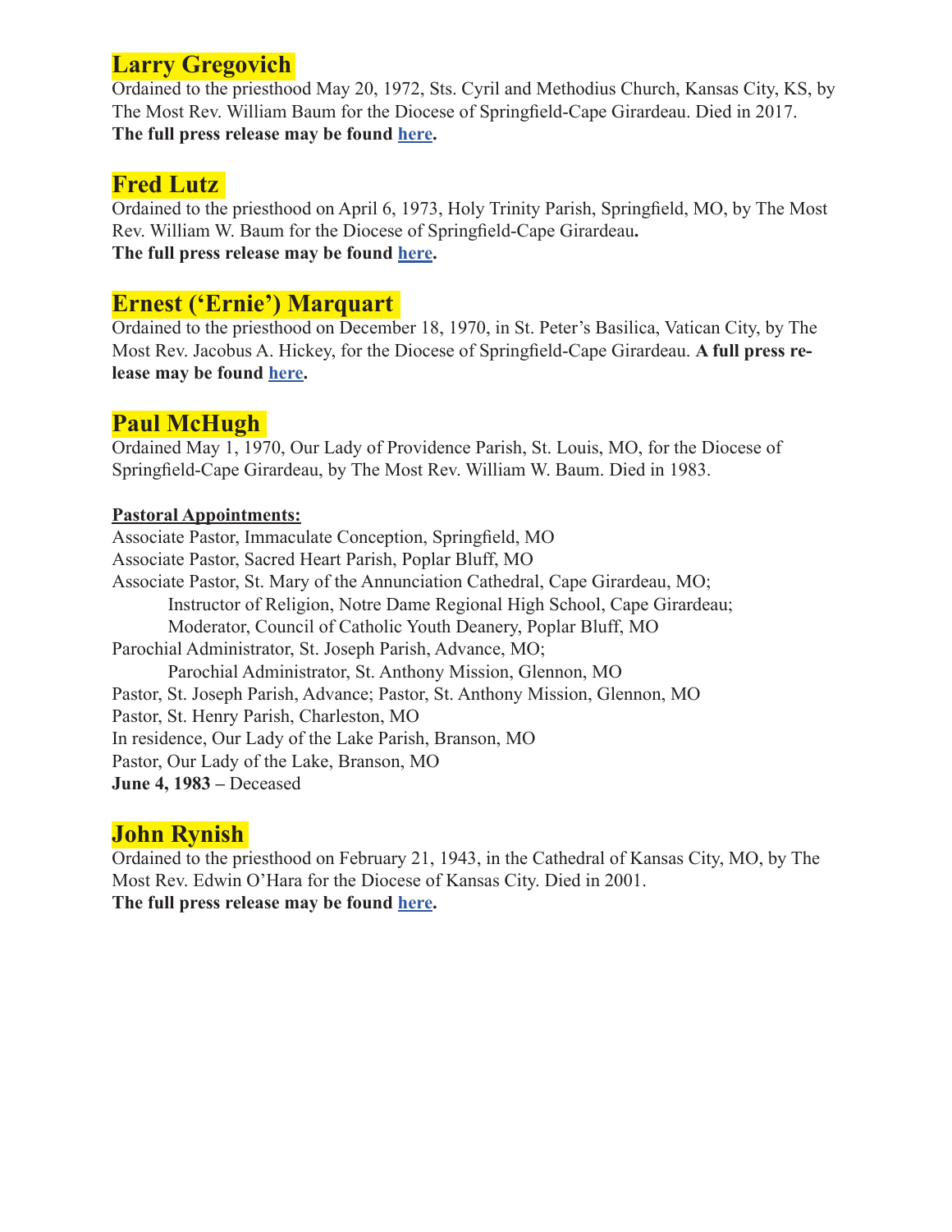## Larry Gregovich

Ordained to the priesthood May 20, 1972, Sts. Cyril and Methodius Church, Kansas City, KS, by The Most Rev. William Baum for the Diocese of Springfield-Cape Girardeau. Died in 2017.
**The full press release may be found here.**

## Fred Lutz

Ordained to the priesthood on April 6, 1973, Holy Trinity Parish, Springfield, MO, by The Most Rev. William W. Baum for the Diocese of Springfield-Cape Girardeau.
**The full press release may be found here.**

## Ernest ('Ernie') Marquart

Ordained to the priesthood on December 18, 1970, in St. Peter's Basilica, Vatican City, by The Most Rev. Jacobus A. Hickey, for the Diocese of Springfield-Cape Girardeau. **A full press release may be found here.**

## Paul McHugh

Ordained May 1, 1970, Our Lady of Providence Parish, St. Louis, MO, for the Diocese of Springfield-Cape Girardeau, by The Most Rev. William W. Baum. Died in 1983.

**Pastoral Appointments:**

Associate Pastor, Immaculate Conception, Springfield, MO
Associate Pastor, Sacred Heart Parish, Poplar Bluff, MO
Associate Pastor, St. Mary of the Annunciation Cathedral, Cape Girardeau, MO;
  Instructor of Religion, Notre Dame Regional High School, Cape Girardeau;
  Moderator, Council of Catholic Youth Deanery, Poplar Bluff, MO
Parochial Administrator, St. Joseph Parish, Advance, MO;
  Parochial Administrator, St. Anthony Mission, Glennon, MO
Pastor, St. Joseph Parish, Advance; Pastor, St. Anthony Mission, Glennon, MO
Pastor, St. Henry Parish, Charleston, MO
In residence, Our Lady of the Lake Parish, Branson, MO
Pastor, Our Lady of the Lake, Branson, MO
**June 4, 1983 –** Deceased

## John Rynish

Ordained to the priesthood on February 21, 1943, in the Cathedral of Kansas City, MO, by The Most Rev. Edwin O'Hara for the Diocese of Kansas City. Died in 2001.
**The full press release may be found here.**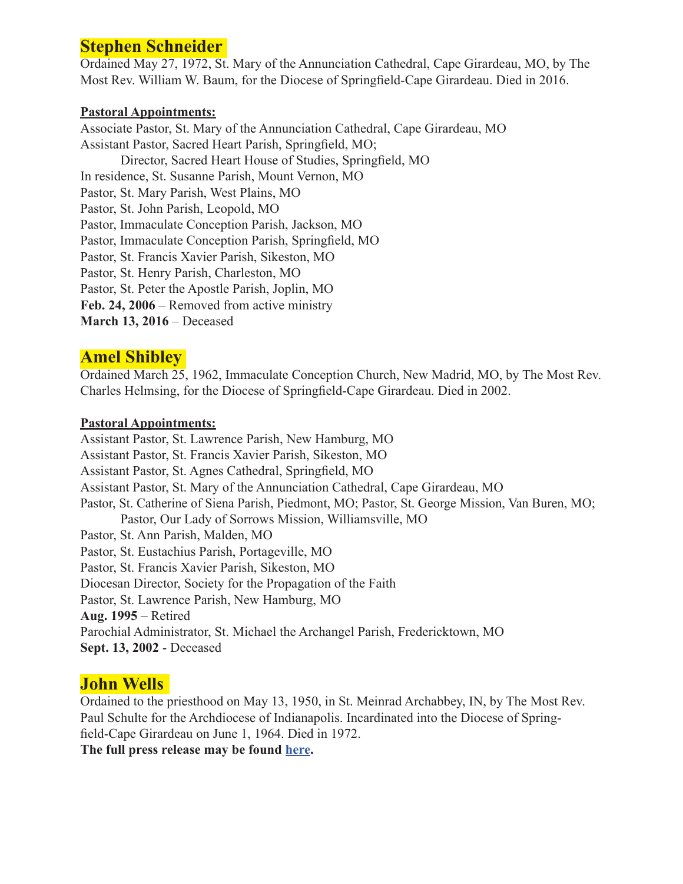## Stephen Schneider

Ordained May 27, 1972, St. Mary of the Annunciation Cathedral, Cape Girardeau, MO, by The Most Rev. William W. Baum, for the Diocese of Springfield-Cape Girardeau. Died in 2016.

**Pastoral Appointments:**

Associate Pastor, St. Mary of the Annunciation Cathedral, Cape Girardeau, MO
Assistant Pastor, Sacred Heart Parish, Springfield, MO;
    Director, Sacred Heart House of Studies, Springfield, MO
In residence, St. Susanne Parish, Mount Vernon, MO
Pastor, St. Mary Parish, West Plains, MO
Pastor, St. John Parish, Leopold, MO
Pastor, Immaculate Conception Parish, Jackson, MO
Pastor, Immaculate Conception Parish, Springfield, MO
Pastor, St. Francis Xavier Parish, Sikeston, MO
Pastor, St. Henry Parish, Charleston, MO
Pastor, St. Peter the Apostle Parish, Joplin, MO
**Feb. 24, 2006** – Removed from active ministry
**March 13, 2016** – Deceased

## Amel Shibley

Ordained March 25, 1962, Immaculate Conception Church, New Madrid, MO, by The Most Rev. Charles Helmsing, for the Diocese of Springfield-Cape Girardeau. Died in 2002.

**Pastoral Appointments:**

Assistant Pastor, St. Lawrence Parish, New Hamburg, MO
Assistant Pastor, St. Francis Xavier Parish, Sikeston, MO
Assistant Pastor, St. Agnes Cathedral, Springfield, MO
Assistant Pastor, St. Mary of the Annunciation Cathedral, Cape Girardeau, MO
Pastor, St. Catherine of Siena Parish, Piedmont, MO; Pastor, St. George Mission, Van Buren, MO;
    Pastor, Our Lady of Sorrows Mission, Williamsville, MO
Pastor, St. Ann Parish, Malden, MO
Pastor, St. Eustachius Parish, Portageville, MO
Pastor, St. Francis Xavier Parish, Sikeston, MO
Diocesan Director, Society for the Propagation of the Faith
Pastor, St. Lawrence Parish, New Hamburg, MO
**Aug. 1995** – Retired
Parochial Administrator, St. Michael the Archangel Parish, Fredericktown, MO
**Sept. 13, 2002** - Deceased

## John Wells

Ordained to the priesthood on May 13, 1950, in St. Meinrad Archabbey, IN, by The Most Rev. Paul Schulte for the Archdiocese of Indianapolis. Incardinated into the Diocese of Springfield-Cape Girardeau on June 1, 1964. Died in 1972.

**The full press release may be found here.**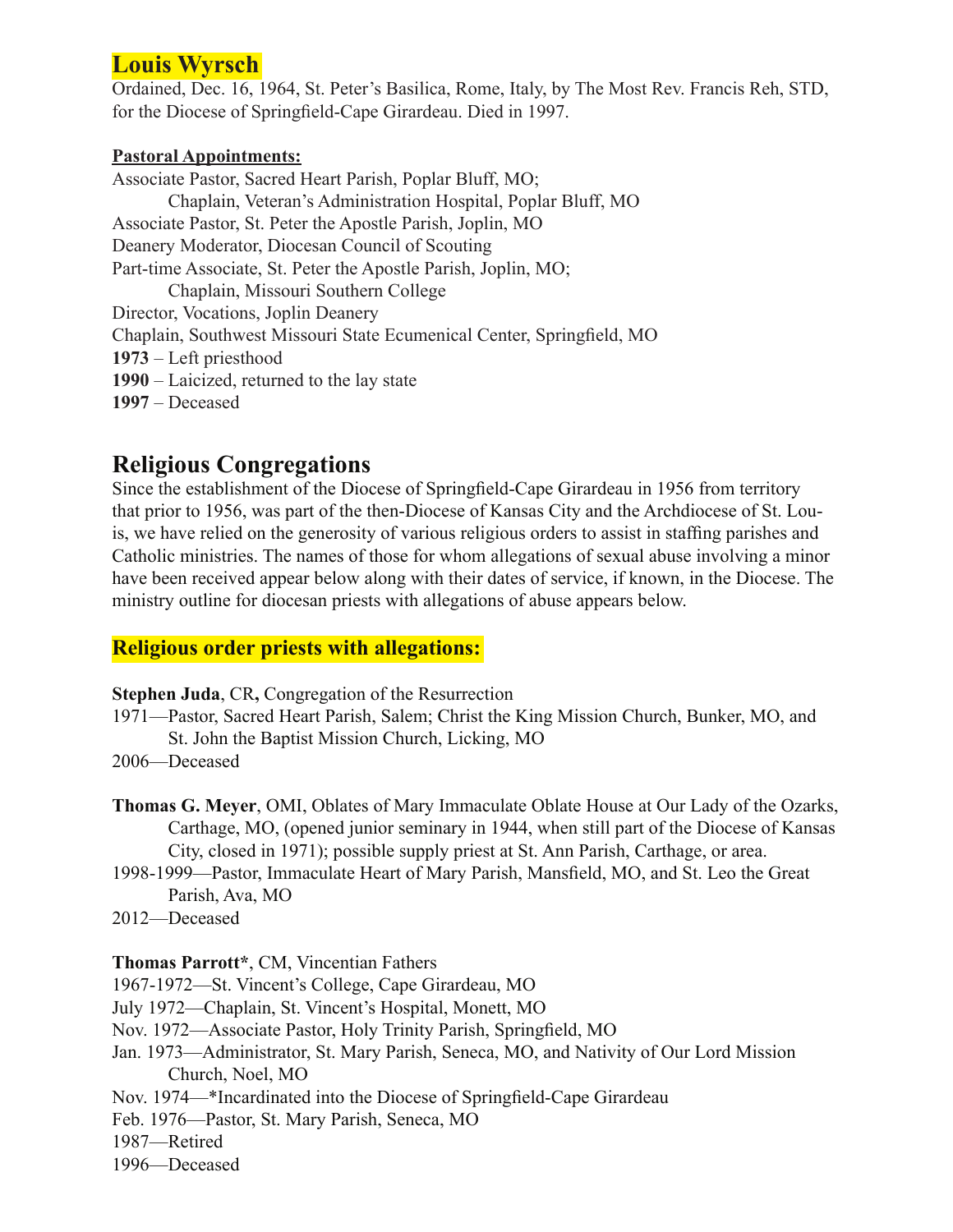## Louis Wyrsch

Ordained, Dec. 16, 1964, St. Peter's Basilica, Rome, Italy, by The Most Rev. Francis Reh, STD, for the Diocese of Springfield-Cape Girardeau. Died in 1997.

**Pastoral Appointments:**

Associate Pastor, Sacred Heart Parish, Poplar Bluff, MO;
    Chaplain, Veteran's Administration Hospital, Poplar Bluff, MO
Associate Pastor, St. Peter the Apostle Parish, Joplin, MO
Deanery Moderator, Diocesan Council of Scouting
Part-time Associate, St. Peter the Apostle Parish, Joplin, MO;
    Chaplain, Missouri Southern College
Director, Vocations, Joplin Deanery
Chaplain, Southwest Missouri State Ecumenical Center, Springfield, MO
**1973** – Left priesthood
**1990** – Laicized, returned to the lay state
**1997** – Deceased

## Religious Congregations

Since the establishment of the Diocese of Springfield-Cape Girardeau in 1956 from territory that prior to 1956, was part of the then-Diocese of Kansas City and the Archdiocese of St. Louis, we have relied on the generosity of various religious orders to assist in staffing parishes and Catholic ministries. The names of those for whom allegations of sexual abuse involving a minor have been received appear below along with their dates of service, if known, in the Diocese. The ministry outline for diocesan priests with allegations of abuse appears below.

### Religious order priests with allegations:

**Stephen Juda**, CR**,** Congregation of the Resurrection
1971—Pastor, Sacred Heart Parish, Salem; Christ the King Mission Church, Bunker, MO, and St. John the Baptist Mission Church, Licking, MO
2006—Deceased

**Thomas G. Meyer**, OMI, Oblates of Mary Immaculate Oblate House at Our Lady of the Ozarks, Carthage, MO, (opened junior seminary in 1944, when still part of the Diocese of Kansas City, closed in 1971); possible supply priest at St. Ann Parish, Carthage, or area.
1998-1999—Pastor, Immaculate Heart of Mary Parish, Mansfield, MO, and St. Leo the Great Parish, Ava, MO
2012—Deceased

**Thomas Parrott***, CM, Vincentian Fathers
1967-1972—St. Vincent's College, Cape Girardeau, MO
July 1972—Chaplain, St. Vincent's Hospital, Monett, MO
Nov. 1972—Associate Pastor, Holy Trinity Parish, Springfield, MO
Jan. 1973—Administrator, St. Mary Parish, Seneca, MO, and Nativity of Our Lord Mission Church, Noel, MO
Nov. 1974—*Incardinated into the Diocese of Springfield-Cape Girardeau
Feb. 1976—Pastor, St. Mary Parish, Seneca, MO
1987—Retired
1996—Deceased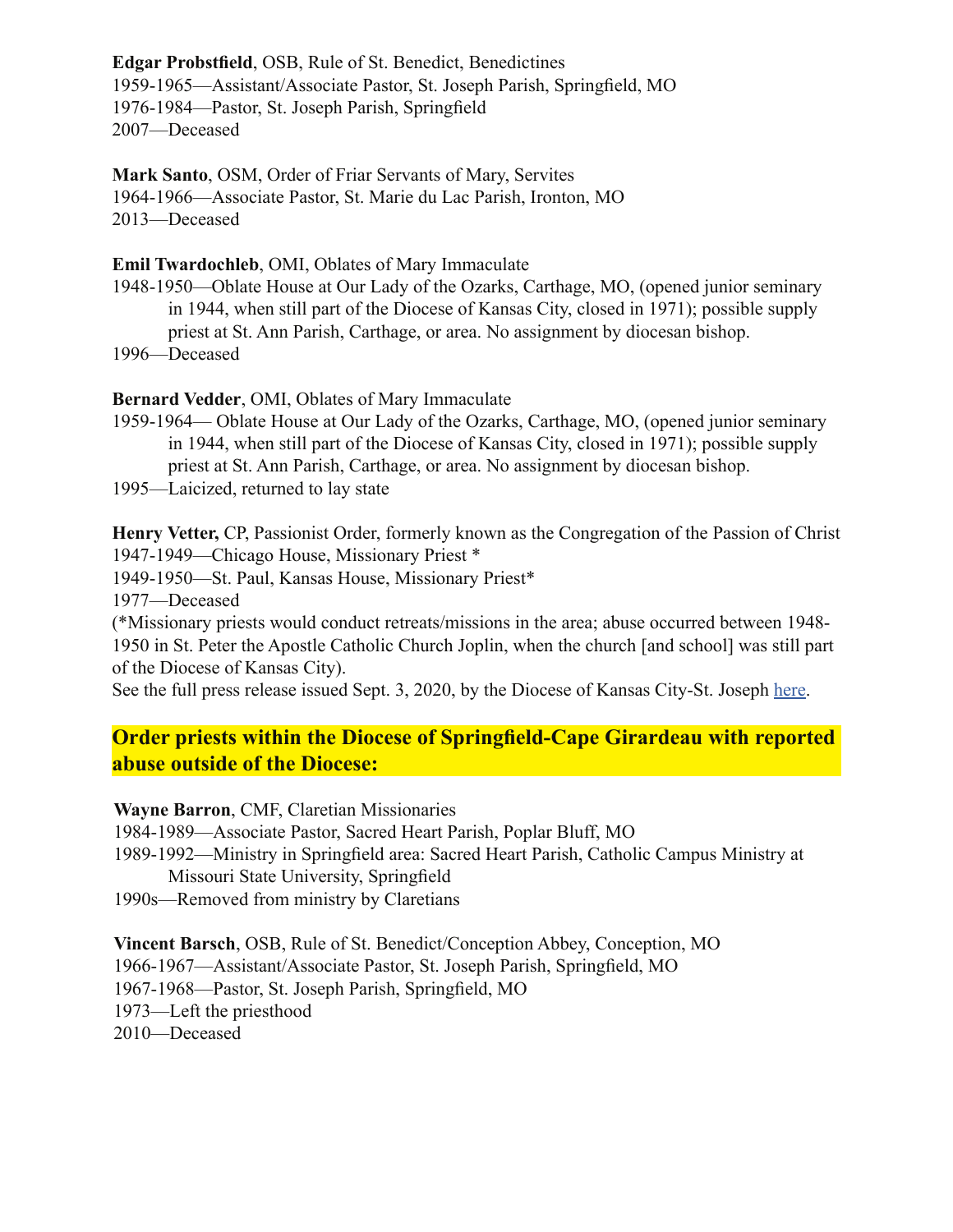**Edgar Probstfield**, OSB, Rule of St. Benedict, Benedictines
1959-1965—Assistant/Associate Pastor, St. Joseph Parish, Springfield, MO
1976-1984—Pastor, St. Joseph Parish, Springfield
2007—Deceased

**Mark Santo**, OSM, Order of Friar Servants of Mary, Servites
1964-1966—Associate Pastor, St. Marie du Lac Parish, Ironton, MO
2013—Deceased

**Emil Twardochleb**, OMI, Oblates of Mary Immaculate
1948-1950—Oblate House at Our Lady of the Ozarks, Carthage, MO, (opened junior seminary in 1944, when still part of the Diocese of Kansas City, closed in 1971); possible supply priest at St. Ann Parish, Carthage, or area. No assignment by diocesan bishop.
1996—Deceased

**Bernard Vedder**, OMI, Oblates of Mary Immaculate
1959-1964— Oblate House at Our Lady of the Ozarks, Carthage, MO, (opened junior seminary in 1944, when still part of the Diocese of Kansas City, closed in 1971); possible supply priest at St. Ann Parish, Carthage, or area. No assignment by diocesan bishop.
1995—Laicized, returned to lay state

**Henry Vetter,** CP, Passionist Order, formerly known as the Congregation of the Passion of Christ
1947-1949—Chicago House, Missionary Priest *
1949-1950—St. Paul, Kansas House, Missionary Priest*
1977—Deceased
(*Missionary priests would conduct retreats/missions in the area; abuse occurred between 1948-1950 in St. Peter the Apostle Catholic Church Joplin, when the church [and school] was still part of the Diocese of Kansas City).
See the full press release issued Sept. 3, 2020, by the Diocese of Kansas City-St. Joseph here.

## Order priests within the Diocese of Springfield-Cape Girardeau with reported abuse outside of the Diocese:

**Wayne Barron**, CMF, Claretian Missionaries
1984-1989—Associate Pastor, Sacred Heart Parish, Poplar Bluff, MO
1989-1992—Ministry in Springfield area: Sacred Heart Parish, Catholic Campus Ministry at Missouri State University, Springfield
1990s—Removed from ministry by Claretians

**Vincent Barsch**, OSB, Rule of St. Benedict/Conception Abbey, Conception, MO
1966-1967—Assistant/Associate Pastor, St. Joseph Parish, Springfield, MO
1967-1968—Pastor, St. Joseph Parish, Springfield, MO
1973—Left the priesthood
2010—Deceased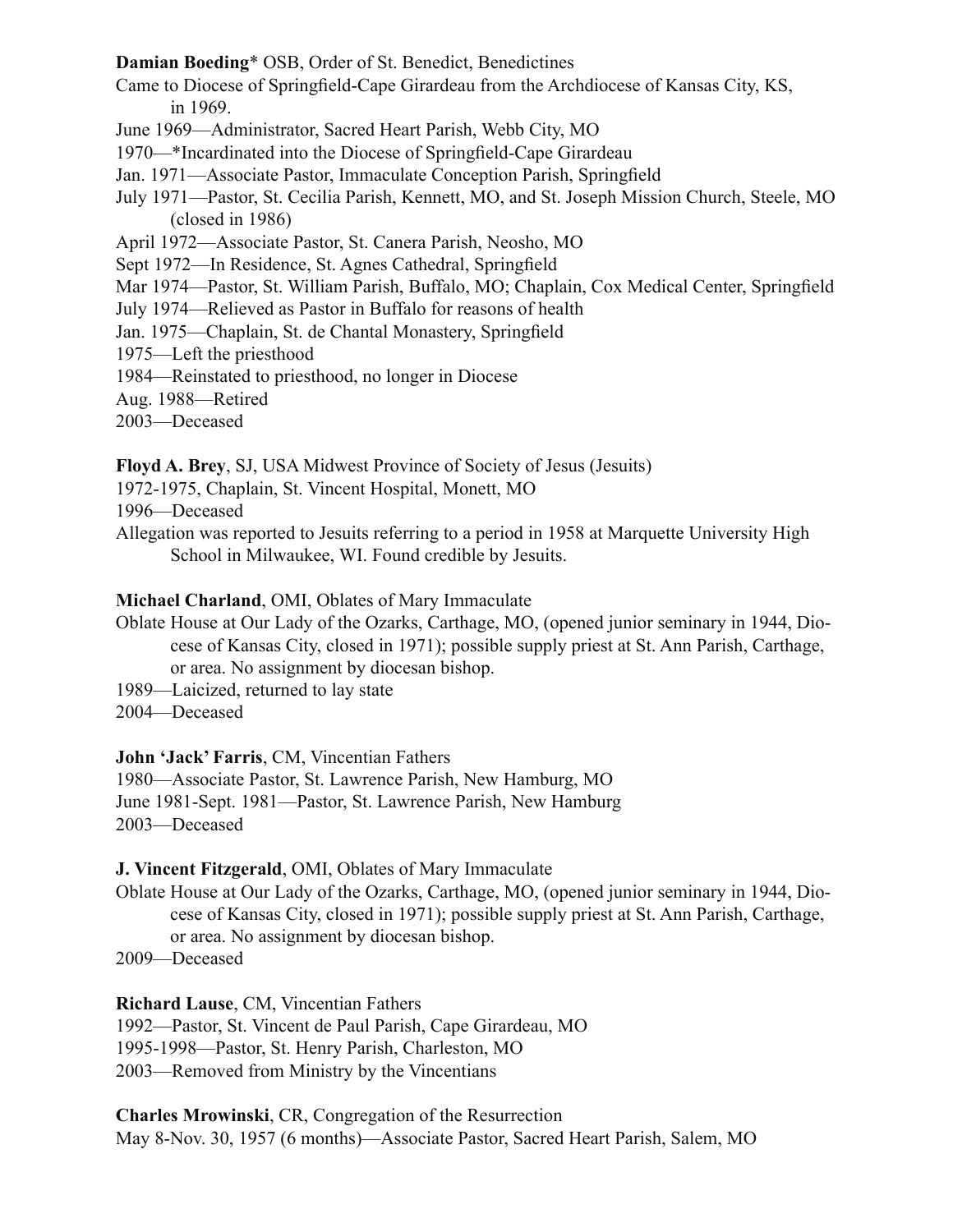**Damian Boeding*** OSB, Order of St. Benedict, Benedictines

Came to Diocese of Springfield-Cape Girardeau from the Archdiocese of Kansas City, KS, in 1969.

June 1969—Administrator, Sacred Heart Parish, Webb City, MO

1970—*Incardinated into the Diocese of Springfield-Cape Girardeau

Jan. 1971—Associate Pastor, Immaculate Conception Parish, Springfield

July 1971—Pastor, St. Cecilia Parish, Kennett, MO, and St. Joseph Mission Church, Steele, MO (closed in 1986)

April 1972—Associate Pastor, St. Canera Parish, Neosho, MO

Sept 1972—In Residence, St. Agnes Cathedral, Springfield

Mar 1974—Pastor, St. William Parish, Buffalo, MO; Chaplain, Cox Medical Center, Springfield

July 1974—Relieved as Pastor in Buffalo for reasons of health

Jan. 1975—Chaplain, St. de Chantal Monastery, Springfield

1975—Left the priesthood

1984—Reinstated to priesthood, no longer in Diocese

Aug. 1988—Retired

2003—Deceased

**Floyd A. Brey**, SJ, USA Midwest Province of Society of Jesus (Jesuits)

1972-1975, Chaplain, St. Vincent Hospital, Monett, MO

1996—Deceased

Allegation was reported to Jesuits referring to a period in 1958 at Marquette University High School in Milwaukee, WI. Found credible by Jesuits.

**Michael Charland**, OMI, Oblates of Mary Immaculate

Oblate House at Our Lady of the Ozarks, Carthage, MO, (opened junior seminary in 1944, Diocese of Kansas City, closed in 1971); possible supply priest at St. Ann Parish, Carthage, or area. No assignment by diocesan bishop.

1989—Laicized, returned to lay state

2004—Deceased

**John 'Jack' Farris**, CM, Vincentian Fathers

1980—Associate Pastor, St. Lawrence Parish, New Hamburg, MO

June 1981-Sept. 1981—Pastor, St. Lawrence Parish, New Hamburg

2003—Deceased

**J. Vincent Fitzgerald**, OMI, Oblates of Mary Immaculate

Oblate House at Our Lady of the Ozarks, Carthage, MO, (opened junior seminary in 1944, Diocese of Kansas City, closed in 1971); possible supply priest at St. Ann Parish, Carthage, or area. No assignment by diocesan bishop.

2009—Deceased

**Richard Lause**, CM, Vincentian Fathers

1992—Pastor, St. Vincent de Paul Parish, Cape Girardeau, MO

1995-1998—Pastor, St. Henry Parish, Charleston, MO

2003—Removed from Ministry by the Vincentians

**Charles Mrowinski**, CR, Congregation of the Resurrection

May 8-Nov. 30, 1957 (6 months)—Associate Pastor, Sacred Heart Parish, Salem, MO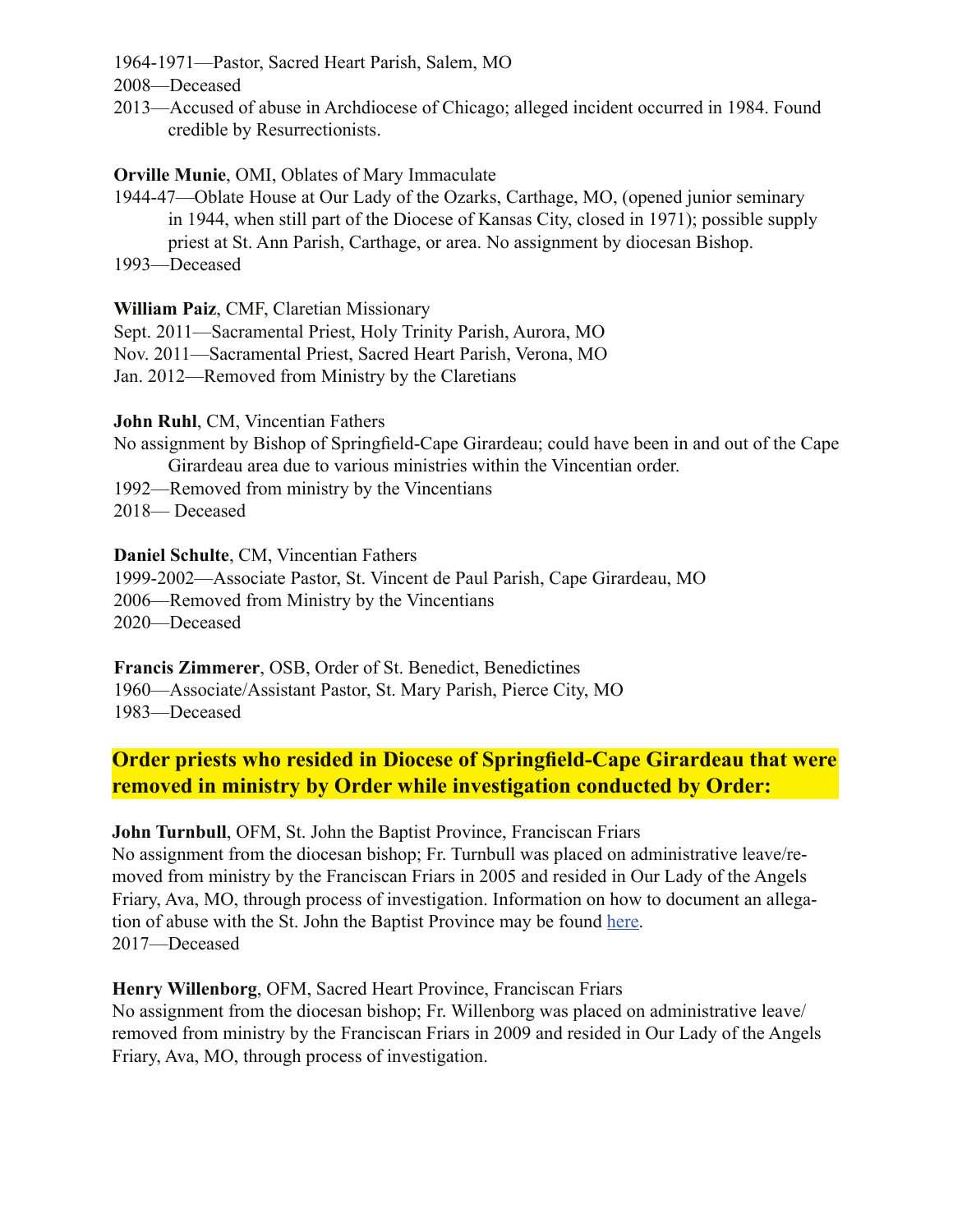1964-1971—Pastor, Sacred Heart Parish, Salem, MO
2008—Deceased
2013—Accused of abuse in Archdiocese of Chicago; alleged incident occurred in 1984. Found credible by Resurrectionists.

**Orville Munie**, OMI, Oblates of Mary Immaculate
1944-47—Oblate House at Our Lady of the Ozarks, Carthage, MO, (opened junior seminary in 1944, when still part of the Diocese of Kansas City, closed in 1971); possible supply priest at St. Ann Parish, Carthage, or area. No assignment by diocesan Bishop.
1993—Deceased

**William Paiz**, CMF, Claretian Missionary
Sept. 2011—Sacramental Priest, Holy Trinity Parish, Aurora, MO
Nov. 2011—Sacramental Priest, Sacred Heart Parish, Verona, MO
Jan. 2012—Removed from Ministry by the Claretians

**John Ruhl**, CM, Vincentian Fathers
No assignment by Bishop of Springfield-Cape Girardeau; could have been in and out of the Cape Girardeau area due to various ministries within the Vincentian order.
1992—Removed from ministry by the Vincentians
2018— Deceased

**Daniel Schulte**, CM, Vincentian Fathers
1999-2002—Associate Pastor, St. Vincent de Paul Parish, Cape Girardeau, MO
2006—Removed from Ministry by the Vincentians
2020—Deceased

**Francis Zimmerer**, OSB, Order of St. Benedict, Benedictines
1960—Associate/Assistant Pastor, St. Mary Parish, Pierce City, MO
1983—Deceased

## Order priests who resided in Diocese of Springfield-Cape Girardeau that were removed in ministry by Order while investigation conducted by Order:

**John Turnbull**, OFM, St. John the Baptist Province, Franciscan Friars
No assignment from the diocesan bishop; Fr. Turnbull was placed on administrative leave/removed from ministry by the Franciscan Friars in 2005 and resided in Our Lady of the Angels Friary, Ava, MO, through process of investigation. Information on how to document an allegation of abuse with the St. John the Baptist Province may be found here.
2017—Deceased

**Henry Willenborg**, OFM, Sacred Heart Province, Franciscan Friars
No assignment from the diocesan bishop; Fr. Willenborg was placed on administrative leave/removed from ministry by the Franciscan Friars in 2009 and resided in Our Lady of the Angels Friary, Ava, MO, through process of investigation.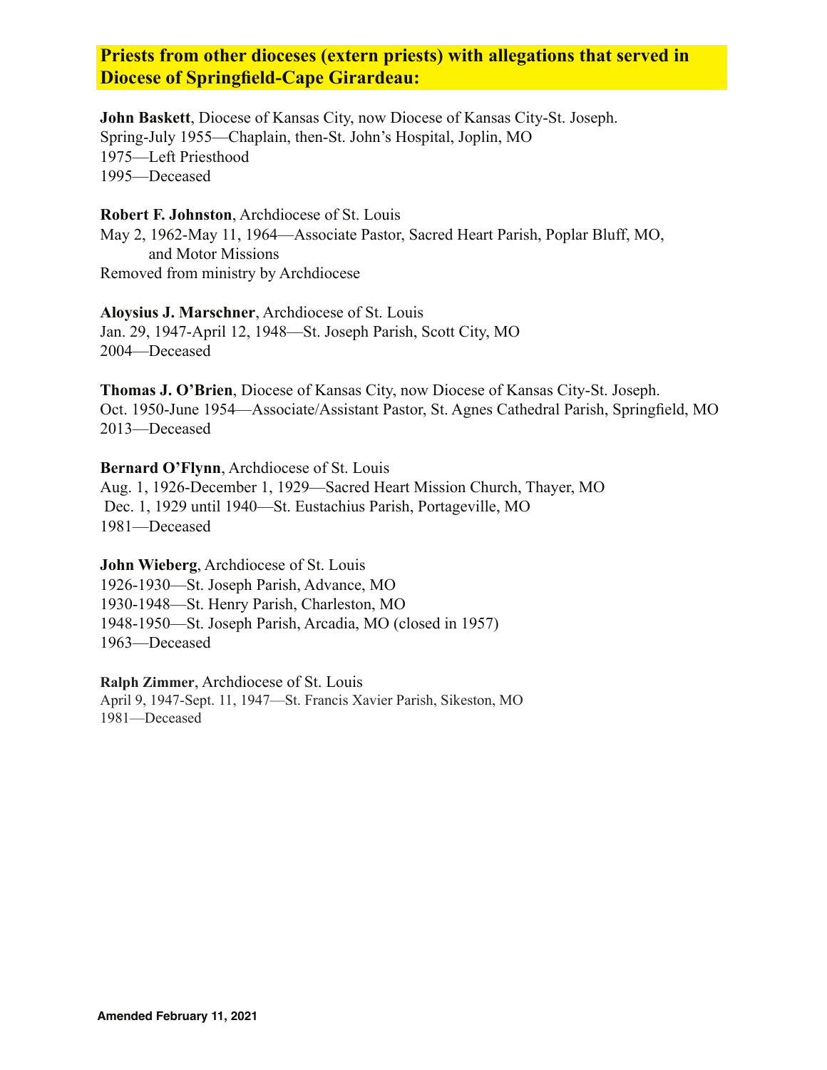## Priests from other dioceses (extern priests) with allegations that served in Diocese of Springfield-Cape Girardeau:

**John Baskett**, Diocese of Kansas City, now Diocese of Kansas City-St. Joseph.
Spring-July 1955—Chaplain, then-St. John's Hospital, Joplin, MO
1975—Left Priesthood
1995—Deceased

**Robert F. Johnston**, Archdiocese of St. Louis
May 2, 1962-May 11, 1964—Associate Pastor, Sacred Heart Parish, Poplar Bluff, MO, and Motor Missions
Removed from ministry by Archdiocese

**Aloysius J. Marschner**, Archdiocese of St. Louis
Jan. 29, 1947-April 12, 1948—St. Joseph Parish, Scott City, MO
2004—Deceased

**Thomas J. O'Brien**, Diocese of Kansas City, now Diocese of Kansas City-St. Joseph.
Oct. 1950-June 1954—Associate/Assistant Pastor, St. Agnes Cathedral Parish, Springfield, MO
2013—Deceased

**Bernard O'Flynn**, Archdiocese of St. Louis
Aug. 1, 1926-December 1, 1929—Sacred Heart Mission Church, Thayer, MO
Dec. 1, 1929 until 1940—St. Eustachius Parish, Portageville, MO
1981—Deceased

**John Wieberg**, Archdiocese of St. Louis
1926-1930—St. Joseph Parish, Advance, MO
1930-1948—St. Henry Parish, Charleston, MO
1948-1950—St. Joseph Parish, Arcadia, MO (closed in 1957)
1963—Deceased

**Ralph Zimmer**, Archdiocese of St. Louis
April 9, 1947-Sept. 11, 1947—St. Francis Xavier Parish, Sikeston, MO
1981—Deceased

**Amended February 11, 2021**